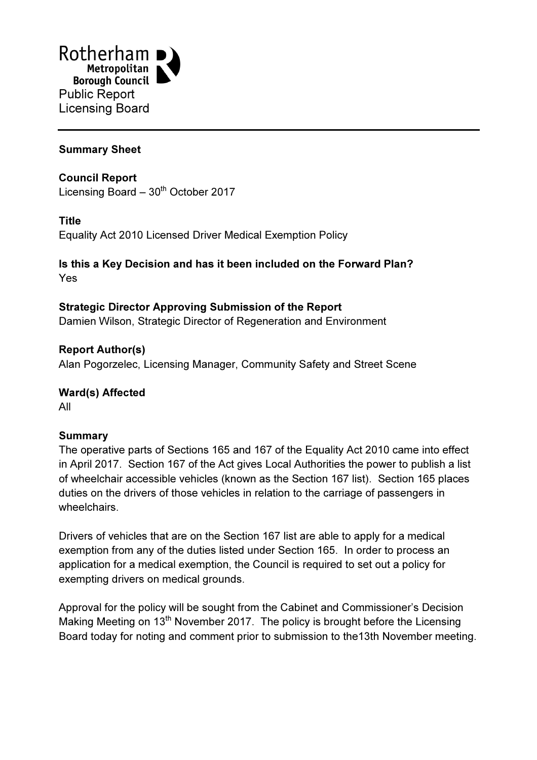Rotherham Metropolitan Borough Council

Public Report
Licensing Board

**Summary Sheet**

**Council Report**
Licensing Board – 30th October 2017

**Title**
Equality Act 2010 Licensed Driver Medical Exemption Policy

**Is this a Key Decision and has it been included on the Forward Plan?**
Yes

**Strategic Director Approving Submission of the Report**
Damien Wilson, Strategic Director of Regeneration and Environment

**Report Author(s)**
Alan Pogorzelec, Licensing Manager, Community Safety and Street Scene

**Ward(s) Affected**
All

**Summary**
The operative parts of Sections 165 and 167 of the Equality Act 2010 came into effect in April 2017. Section 167 of the Act gives Local Authorities the power to publish a list of wheelchair accessible vehicles (known as the Section 167 list). Section 165 places duties on the drivers of those vehicles in relation to the carriage of passengers in wheelchairs.

Drivers of vehicles that are on the Section 167 list are able to apply for a medical exemption from any of the duties listed under Section 165. In order to process an application for a medical exemption, the Council is required to set out a policy for exempting drivers on medical grounds.

Approval for the policy will be sought from the Cabinet and Commissioner's Decision Making Meeting on 13th November 2017. The policy is brought before the Licensing Board today for noting and comment prior to submission to the13th November meeting.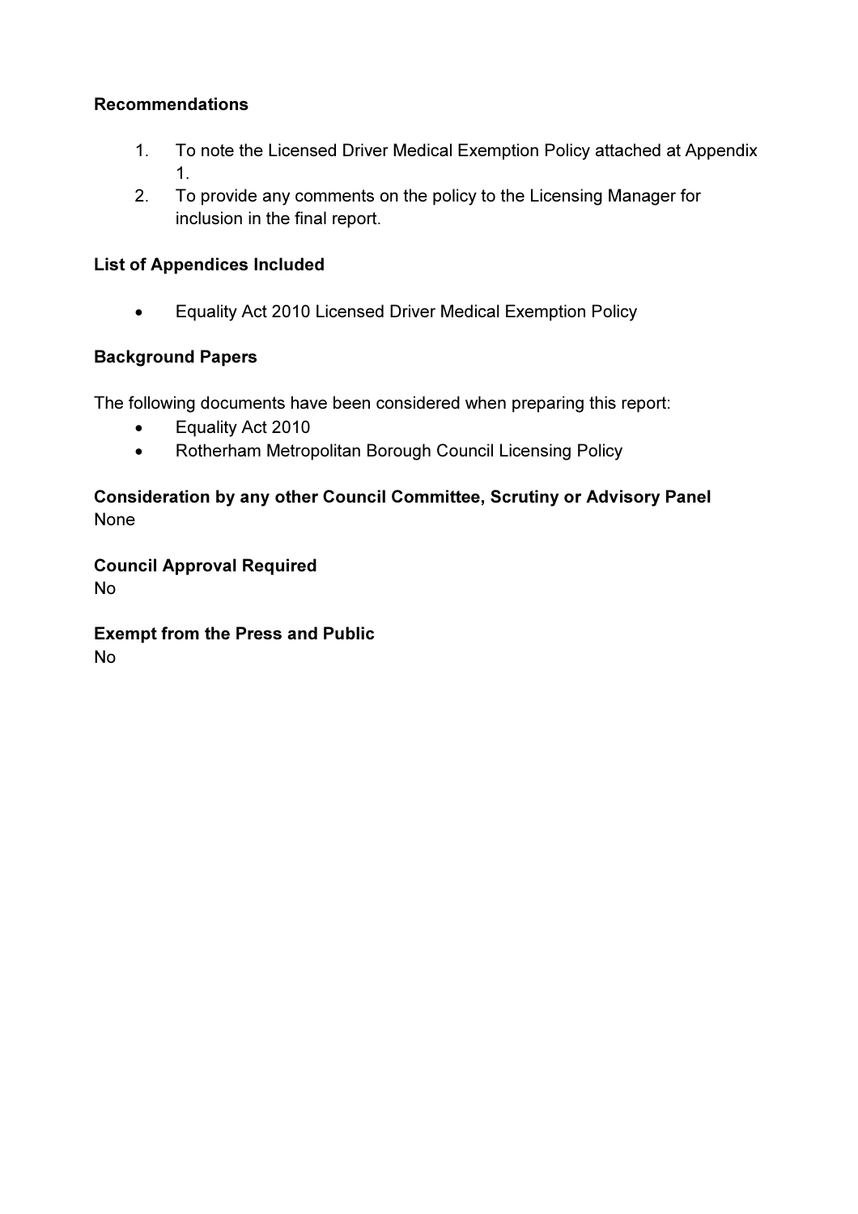**Recommendations**

1. To note the Licensed Driver Medical Exemption Policy attached at Appendix 1.
2. To provide any comments on the policy to the Licensing Manager for inclusion in the final report.

**List of Appendices Included**

- Equality Act 2010 Licensed Driver Medical Exemption Policy

**Background Papers**

The following documents have been considered when preparing this report:

- Equality Act 2010
- Rotherham Metropolitan Borough Council Licensing Policy

**Consideration by any other Council Committee, Scrutiny or Advisory Panel**
None

**Council Approval Required**
No

**Exempt from the Press and Public**
No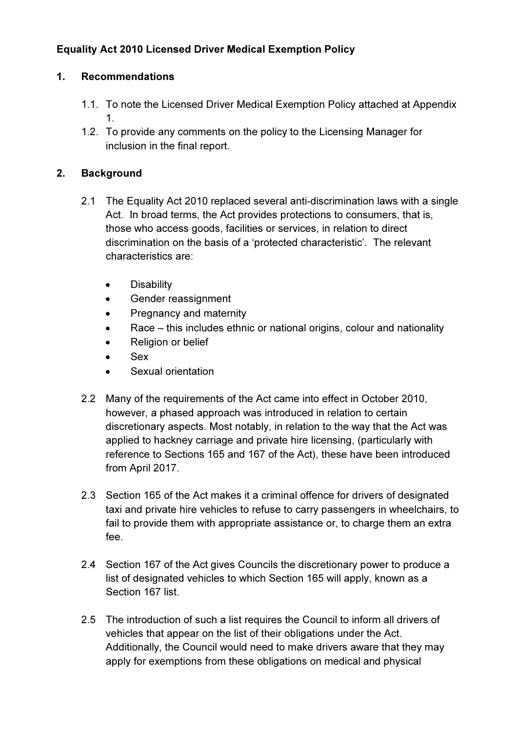**Equality Act 2010 Licensed Driver Medical Exemption Policy**

**1. Recommendations**

1.1. To note the Licensed Driver Medical Exemption Policy attached at Appendix 1.

1.2. To provide any comments on the policy to the Licensing Manager for inclusion in the final report.

**2. Background**

2.1 The Equality Act 2010 replaced several anti-discrimination laws with a single Act. In broad terms, the Act provides protections to consumers, that is, those who access goods, facilities or services, in relation to direct discrimination on the basis of a 'protected characteristic'. The relevant characteristics are:

- Disability
- Gender reassignment
- Pregnancy and maternity
- Race – this includes ethnic or national origins, colour and nationality
- Religion or belief
- Sex
- Sexual orientation

2.2 Many of the requirements of the Act came into effect in October 2010, however, a phased approach was introduced in relation to certain discretionary aspects. Most notably, in relation to the way that the Act was applied to hackney carriage and private hire licensing, (particularly with reference to Sections 165 and 167 of the Act), these have been introduced from April 2017.

2.3 Section 165 of the Act makes it a criminal offence for drivers of designated taxi and private hire vehicles to refuse to carry passengers in wheelchairs, to fail to provide them with appropriate assistance or, to charge them an extra fee.

2.4 Section 167 of the Act gives Councils the discretionary power to produce a list of designated vehicles to which Section 165 will apply, known as a Section 167 list.

2.5 The introduction of such a list requires the Council to inform all drivers of vehicles that appear on the list of their obligations under the Act. Additionally, the Council would need to make drivers aware that they may apply for exemptions from these obligations on medical and physical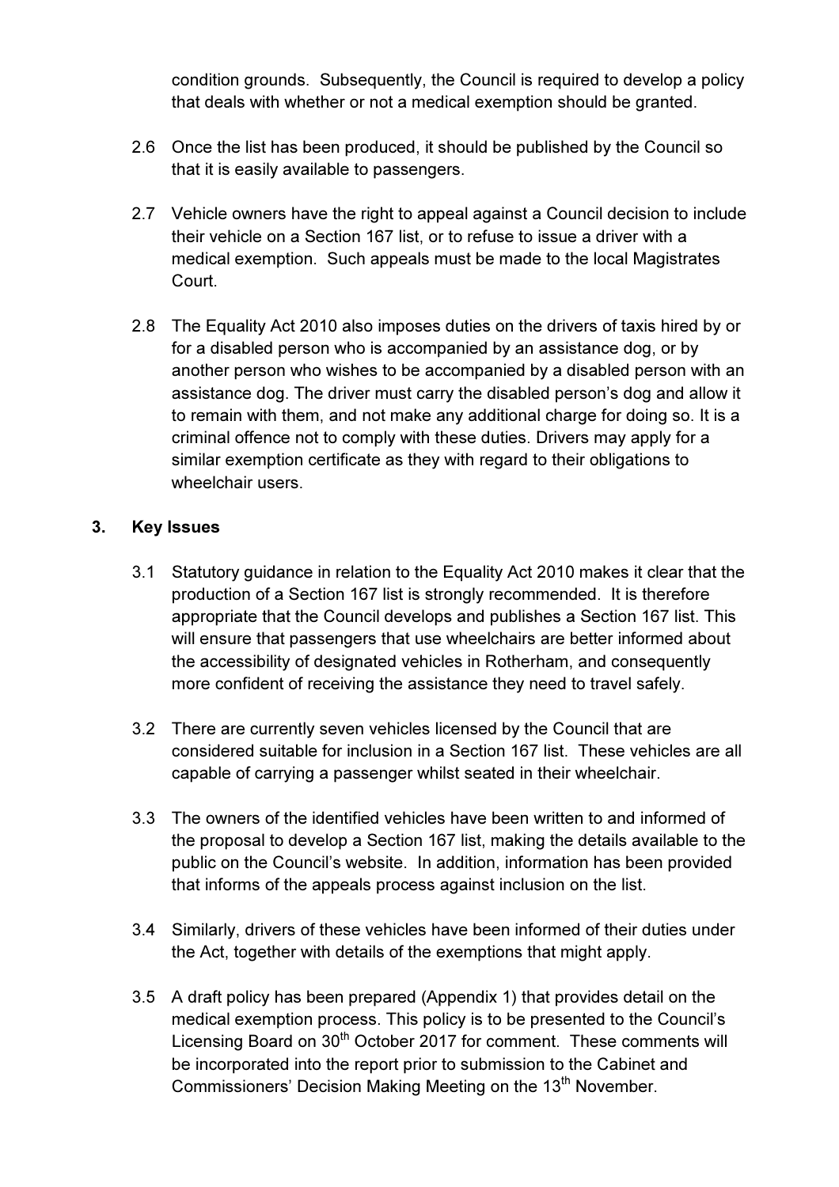condition grounds. Subsequently, the Council is required to develop a policy that deals with whether or not a medical exemption should be granted.

2.6 Once the list has been produced, it should be published by the Council so that it is easily available to passengers.

2.7 Vehicle owners have the right to appeal against a Council decision to include their vehicle on a Section 167 list, or to refuse to issue a driver with a medical exemption. Such appeals must be made to the local Magistrates Court.

2.8 The Equality Act 2010 also imposes duties on the drivers of taxis hired by or for a disabled person who is accompanied by an assistance dog, or by another person who wishes to be accompanied by a disabled person with an assistance dog. The driver must carry the disabled person's dog and allow it to remain with them, and not make any additional charge for doing so. It is a criminal offence not to comply with these duties. Drivers may apply for a similar exemption certificate as they with regard to their obligations to wheelchair users.

## 3. Key Issues

3.1 Statutory guidance in relation to the Equality Act 2010 makes it clear that the production of a Section 167 list is strongly recommended. It is therefore appropriate that the Council develops and publishes a Section 167 list. This will ensure that passengers that use wheelchairs are better informed about the accessibility of designated vehicles in Rotherham, and consequently more confident of receiving the assistance they need to travel safely.

3.2 There are currently seven vehicles licensed by the Council that are considered suitable for inclusion in a Section 167 list. These vehicles are all capable of carrying a passenger whilst seated in their wheelchair.

3.3 The owners of the identified vehicles have been written to and informed of the proposal to develop a Section 167 list, making the details available to the public on the Council's website. In addition, information has been provided that informs of the appeals process against inclusion on the list.

3.4 Similarly, drivers of these vehicles have been informed of their duties under the Act, together with details of the exemptions that might apply.

3.5 A draft policy has been prepared (Appendix 1) that provides detail on the medical exemption process. This policy is to be presented to the Council's Licensing Board on 30th October 2017 for comment. These comments will be incorporated into the report prior to submission to the Cabinet and Commissioners' Decision Making Meeting on the 13th November.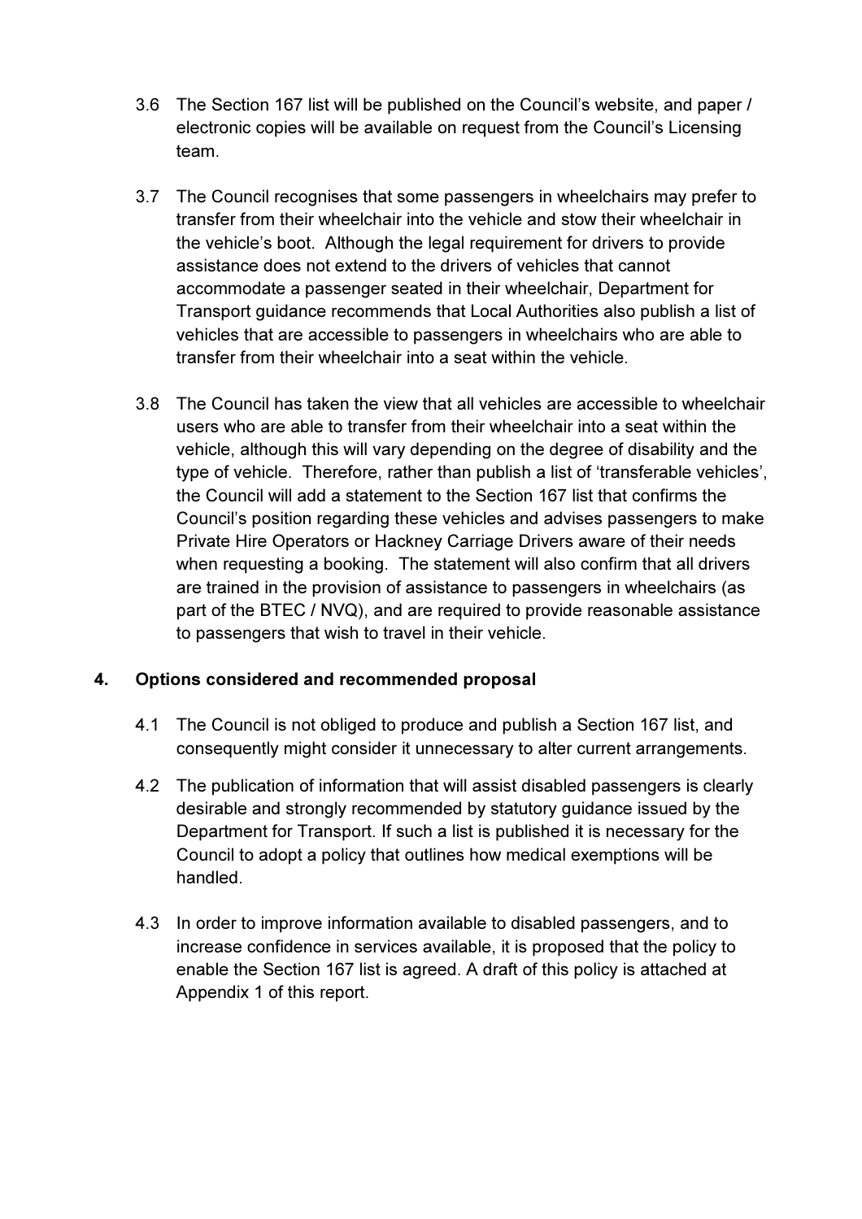3.6 The Section 167 list will be published on the Council's website, and paper / electronic copies will be available on request from the Council's Licensing team.

3.7 The Council recognises that some passengers in wheelchairs may prefer to transfer from their wheelchair into the vehicle and stow their wheelchair in the vehicle's boot. Although the legal requirement for drivers to provide assistance does not extend to the drivers of vehicles that cannot accommodate a passenger seated in their wheelchair, Department for Transport guidance recommends that Local Authorities also publish a list of vehicles that are accessible to passengers in wheelchairs who are able to transfer from their wheelchair into a seat within the vehicle.

3.8 The Council has taken the view that all vehicles are accessible to wheelchair users who are able to transfer from their wheelchair into a seat within the vehicle, although this will vary depending on the degree of disability and the type of vehicle. Therefore, rather than publish a list of 'transferable vehicles', the Council will add a statement to the Section 167 list that confirms the Council's position regarding these vehicles and advises passengers to make Private Hire Operators or Hackney Carriage Drivers aware of their needs when requesting a booking. The statement will also confirm that all drivers are trained in the provision of assistance to passengers in wheelchairs (as part of the BTEC / NVQ), and are required to provide reasonable assistance to passengers that wish to travel in their vehicle.

## 4. Options considered and recommended proposal

4.1 The Council is not obliged to produce and publish a Section 167 list, and consequently might consider it unnecessary to alter current arrangements.

4.2 The publication of information that will assist disabled passengers is clearly desirable and strongly recommended by statutory guidance issued by the Department for Transport. If such a list is published it is necessary for the Council to adopt a policy that outlines how medical exemptions will be handled.

4.3 In order to improve information available to disabled passengers, and to increase confidence in services available, it is proposed that the policy to enable the Section 167 list is agreed. A draft of this policy is attached at Appendix 1 of this report.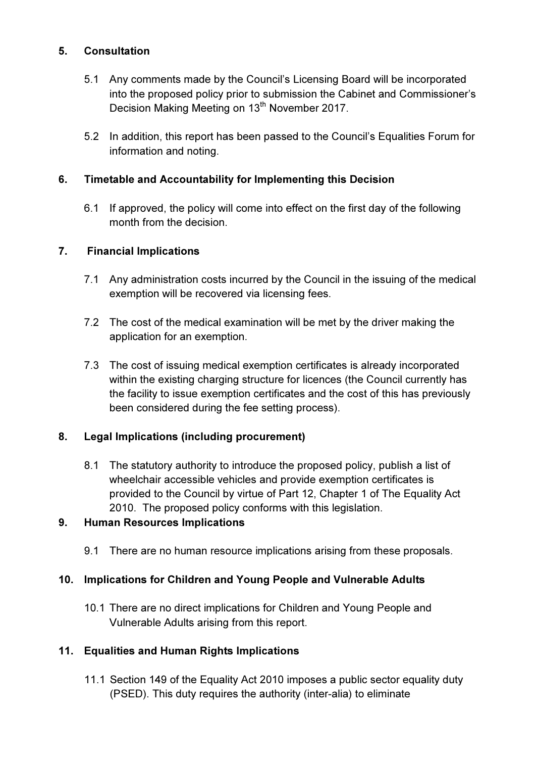## 5. Consultation

5.1 Any comments made by the Council's Licensing Board will be incorporated into the proposed policy prior to submission the Cabinet and Commissioner's Decision Making Meeting on 13th November 2017.

5.2 In addition, this report has been passed to the Council's Equalities Forum for information and noting.

## 6. Timetable and Accountability for Implementing this Decision

6.1 If approved, the policy will come into effect on the first day of the following month from the decision.

## 7. Financial Implications

7.1 Any administration costs incurred by the Council in the issuing of the medical exemption will be recovered via licensing fees.

7.2 The cost of the medical examination will be met by the driver making the application for an exemption.

7.3 The cost of issuing medical exemption certificates is already incorporated within the existing charging structure for licences (the Council currently has the facility to issue exemption certificates and the cost of this has previously been considered during the fee setting process).

## 8. Legal Implications (including procurement)

8.1 The statutory authority to introduce the proposed policy, publish a list of wheelchair accessible vehicles and provide exemption certificates is provided to the Council by virtue of Part 12, Chapter 1 of The Equality Act 2010. The proposed policy conforms with this legislation.

## 9. Human Resources Implications

9.1 There are no human resource implications arising from these proposals.

## 10. Implications for Children and Young People and Vulnerable Adults

10.1 There are no direct implications for Children and Young People and Vulnerable Adults arising from this report.

## 11. Equalities and Human Rights Implications

11.1 Section 149 of the Equality Act 2010 imposes a public sector equality duty (PSED). This duty requires the authority (inter-alia) to eliminate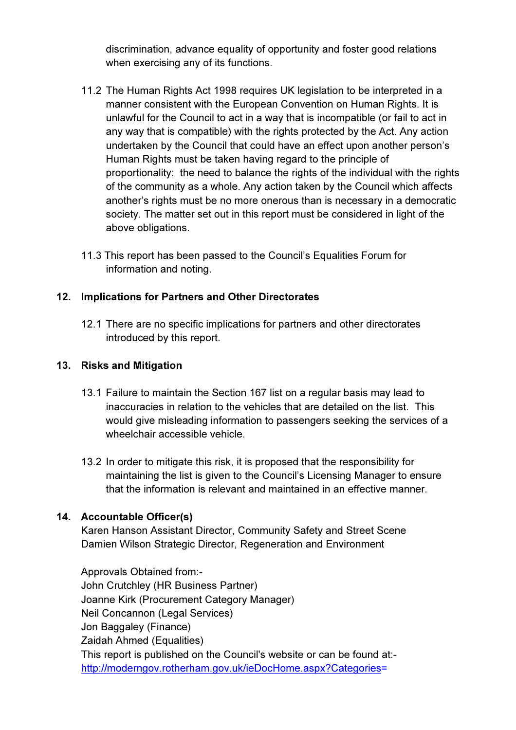discrimination, advance equality of opportunity and foster good relations when exercising any of its functions.

11.2 The Human Rights Act 1998 requires UK legislation to be interpreted in a manner consistent with the European Convention on Human Rights. It is unlawful for the Council to act in a way that is incompatible (or fail to act in any way that is compatible) with the rights protected by the Act. Any action undertaken by the Council that could have an effect upon another person's Human Rights must be taken having regard to the principle of proportionality: the need to balance the rights of the individual with the rights of the community as a whole. Any action taken by the Council which affects another's rights must be no more onerous than is necessary in a democratic society. The matter set out in this report must be considered in light of the above obligations.

11.3 This report has been passed to the Council's Equalities Forum for information and noting.

## 12. Implications for Partners and Other Directorates

12.1 There are no specific implications for partners and other directorates introduced by this report.

## 13. Risks and Mitigation

13.1 Failure to maintain the Section 167 list on a regular basis may lead to inaccuracies in relation to the vehicles that are detailed on the list. This would give misleading information to passengers seeking the services of a wheelchair accessible vehicle.

13.2 In order to mitigate this risk, it is proposed that the responsibility for maintaining the list is given to the Council's Licensing Manager to ensure that the information is relevant and maintained in an effective manner.

## 14. Accountable Officer(s)

Karen Hanson Assistant Director, Community Safety and Street Scene
Damien Wilson Strategic Director, Regeneration and Environment

Approvals Obtained from:-
John Crutchley (HR Business Partner)
Joanne Kirk (Procurement Category Manager)
Neil Concannon (Legal Services)
Jon Baggaley (Finance)
Zaidah Ahmed (Equalities)
This report is published on the Council's website or can be found at:-
http://moderngov.rotherham.gov.uk/ieDocHome.aspx?Categories=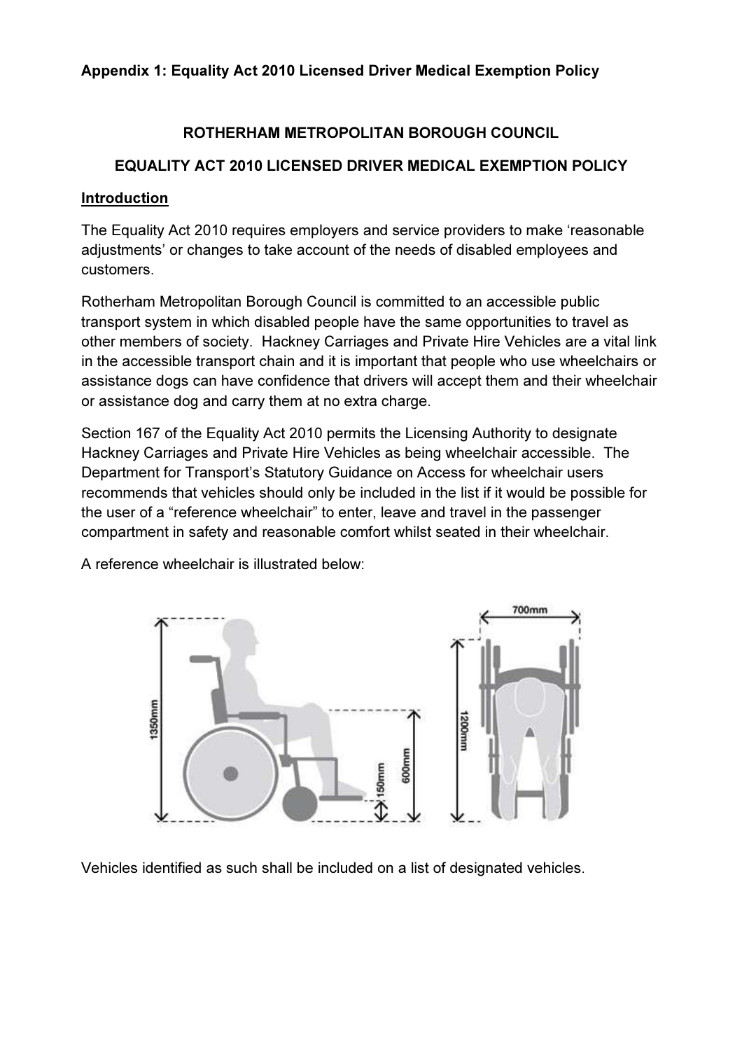**Appendix 1: Equality Act 2010 Licensed Driver Medical Exemption Policy**

## ROTHERHAM METROPOLITAN BOROUGH COUNCIL

## EQUALITY ACT 2010 LICENSED DRIVER MEDICAL EXEMPTION POLICY

### Introduction

The Equality Act 2010 requires employers and service providers to make 'reasonable adjustments' or changes to take account of the needs of disabled employees and customers.

Rotherham Metropolitan Borough Council is committed to an accessible public transport system in which disabled people have the same opportunities to travel as other members of society. Hackney Carriages and Private Hire Vehicles are a vital link in the accessible transport chain and it is important that people who use wheelchairs or assistance dogs can have confidence that drivers will accept them and their wheelchair or assistance dog and carry them at no extra charge.

Section 167 of the Equality Act 2010 permits the Licensing Authority to designate Hackney Carriages and Private Hire Vehicles as being wheelchair accessible. The Department for Transport's Statutory Guidance on Access for wheelchair users recommends that vehicles should only be included in the list if it would be possible for the user of a "reference wheelchair" to enter, leave and travel in the passenger compartment in safety and reasonable comfort whilst seated in their wheelchair.

A reference wheelchair is illustrated below:

Vehicles identified as such shall be included on a list of designated vehicles.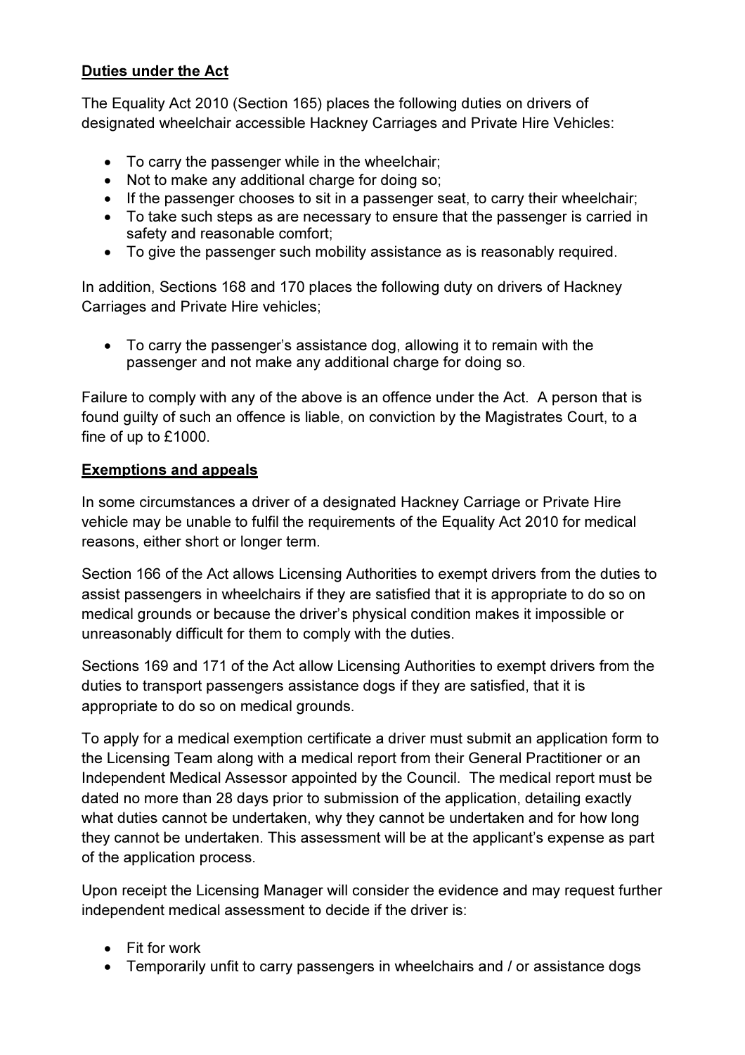**Duties under the Act**

The Equality Act 2010 (Section 165) places the following duties on drivers of designated wheelchair accessible Hackney Carriages and Private Hire Vehicles:

- To carry the passenger while in the wheelchair;
- Not to make any additional charge for doing so;
- If the passenger chooses to sit in a passenger seat, to carry their wheelchair;
- To take such steps as are necessary to ensure that the passenger is carried in safety and reasonable comfort;
- To give the passenger such mobility assistance as is reasonably required.

In addition, Sections 168 and 170 places the following duty on drivers of Hackney Carriages and Private Hire vehicles;

- To carry the passenger's assistance dog, allowing it to remain with the passenger and not make any additional charge for doing so.

Failure to comply with any of the above is an offence under the Act. A person that is found guilty of such an offence is liable, on conviction by the Magistrates Court, to a fine of up to £1000.

**Exemptions and appeals**

In some circumstances a driver of a designated Hackney Carriage or Private Hire vehicle may be unable to fulfil the requirements of the Equality Act 2010 for medical reasons, either short or longer term.

Section 166 of the Act allows Licensing Authorities to exempt drivers from the duties to assist passengers in wheelchairs if they are satisfied that it is appropriate to do so on medical grounds or because the driver's physical condition makes it impossible or unreasonably difficult for them to comply with the duties.

Sections 169 and 171 of the Act allow Licensing Authorities to exempt drivers from the duties to transport passengers assistance dogs if they are satisfied, that it is appropriate to do so on medical grounds.

To apply for a medical exemption certificate a driver must submit an application form to the Licensing Team along with a medical report from their General Practitioner or an Independent Medical Assessor appointed by the Council. The medical report must be dated no more than 28 days prior to submission of the application, detailing exactly what duties cannot be undertaken, why they cannot be undertaken and for how long they cannot be undertaken. This assessment will be at the applicant's expense as part of the application process.

Upon receipt the Licensing Manager will consider the evidence and may request further independent medical assessment to decide if the driver is:

- Fit for work
- Temporarily unfit to carry passengers in wheelchairs and / or assistance dogs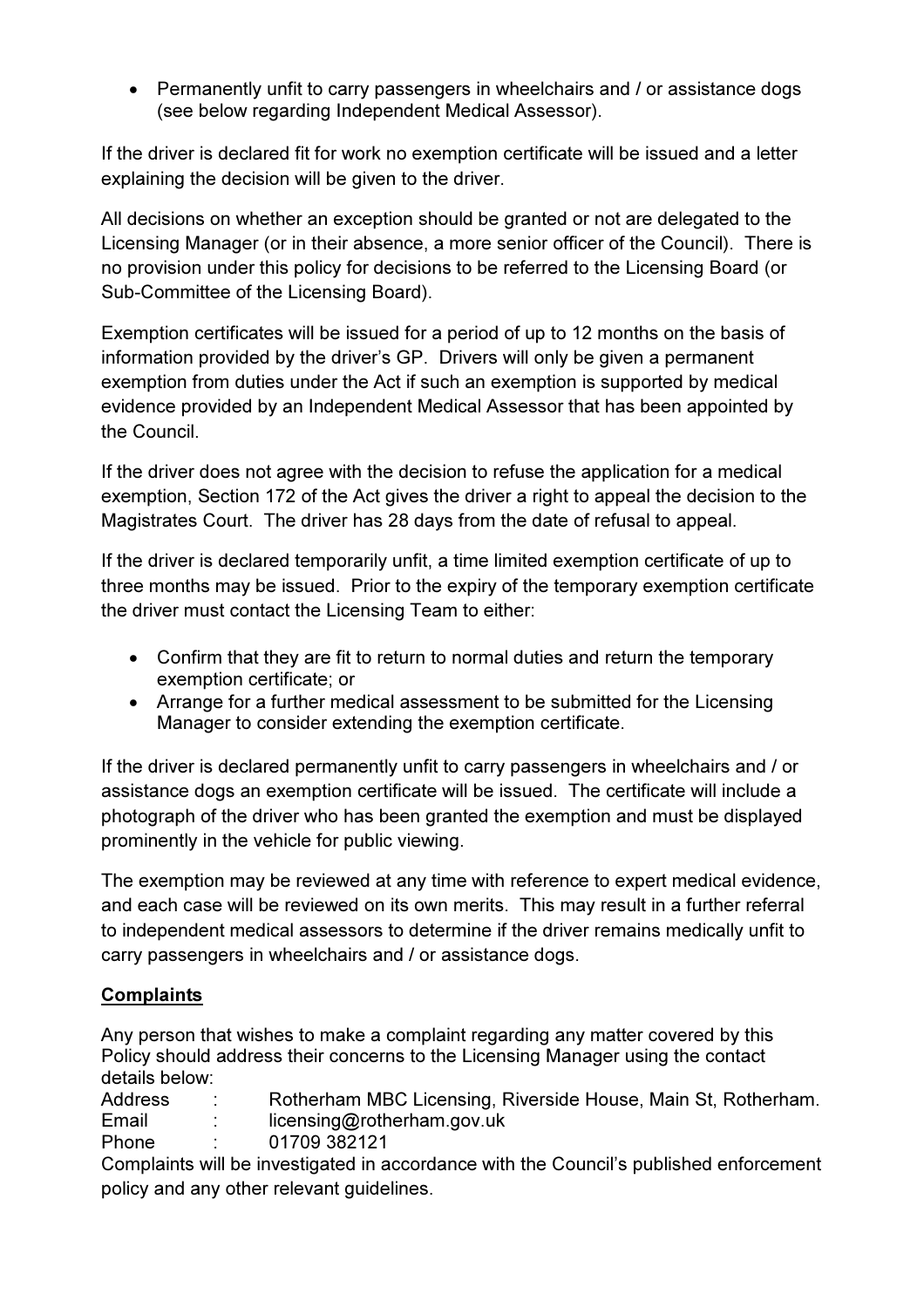- Permanently unfit to carry passengers in wheelchairs and / or assistance dogs (see below regarding Independent Medical Assessor).

If the driver is declared fit for work no exemption certificate will be issued and a letter explaining the decision will be given to the driver.

All decisions on whether an exception should be granted or not are delegated to the Licensing Manager (or in their absence, a more senior officer of the Council). There is no provision under this policy for decisions to be referred to the Licensing Board (or Sub-Committee of the Licensing Board).

Exemption certificates will be issued for a period of up to 12 months on the basis of information provided by the driver's GP. Drivers will only be given a permanent exemption from duties under the Act if such an exemption is supported by medical evidence provided by an Independent Medical Assessor that has been appointed by the Council.

If the driver does not agree with the decision to refuse the application for a medical exemption, Section 172 of the Act gives the driver a right to appeal the decision to the Magistrates Court. The driver has 28 days from the date of refusal to appeal.

If the driver is declared temporarily unfit, a time limited exemption certificate of up to three months may be issued. Prior to the expiry of the temporary exemption certificate the driver must contact the Licensing Team to either:

- Confirm that they are fit to return to normal duties and return the temporary exemption certificate; or
- Arrange for a further medical assessment to be submitted for the Licensing Manager to consider extending the exemption certificate.

If the driver is declared permanently unfit to carry passengers in wheelchairs and / or assistance dogs an exemption certificate will be issued. The certificate will include a photograph of the driver who has been granted the exemption and must be displayed prominently in the vehicle for public viewing.

The exemption may be reviewed at any time with reference to expert medical evidence, and each case will be reviewed on its own merits. This may result in a further referral to independent medical assessors to determine if the driver remains medically unfit to carry passengers in wheelchairs and / or assistance dogs.

**Complaints**

Any person that wishes to make a complaint regarding any matter covered by this Policy should address their concerns to the Licensing Manager using the contact details below:

Address : Rotherham MBC Licensing, Riverside House, Main St, Rotherham.
Email : licensing@rotherham.gov.uk
Phone : 01709 382121

Complaints will be investigated in accordance with the Council's published enforcement policy and any other relevant guidelines.